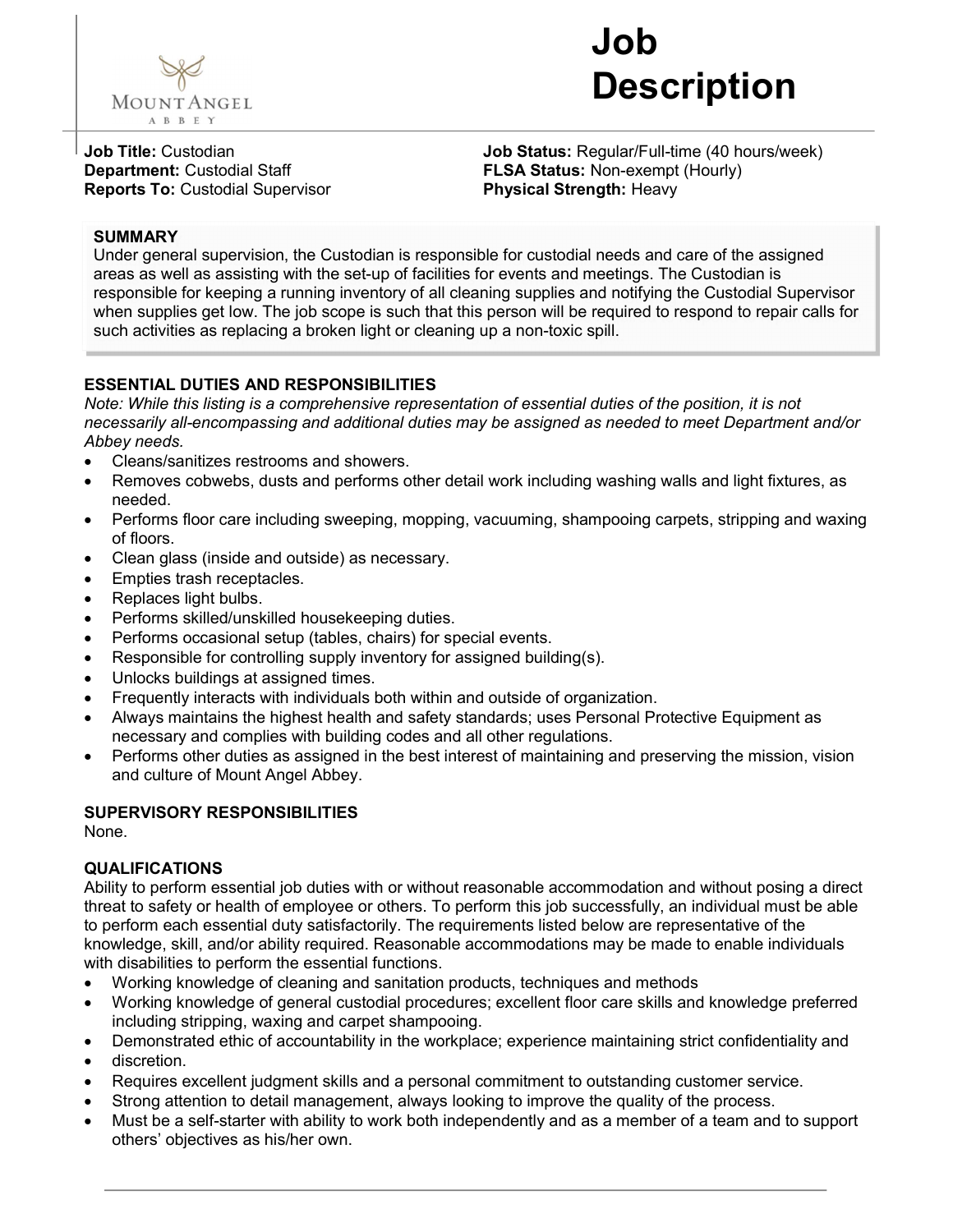MOUNT ANGEL ABBEY

# Job Description

**Job Title:** Custodian
**Department:** Custodial Staff
**Reports To:** Custodial Supervisor

**Job Status:** Regular/Full-time (40 hours/week)
**FLSA Status:** Non-exempt (Hourly)
**Physical Strength:** Heavy

## SUMMARY

Under general supervision, the Custodian is responsible for custodial needs and care of the assigned areas as well as assisting with the set-up of facilities for events and meetings. The Custodian is responsible for keeping a running inventory of all cleaning supplies and notifying the Custodial Supervisor when supplies get low. The job scope is such that this person will be required to respond to repair calls for such activities as replacing a broken light or cleaning up a non-toxic spill.

## ESSENTIAL DUTIES AND RESPONSIBILITIES

*Note: While this listing is a comprehensive representation of essential duties of the position, it is not necessarily all-encompassing and additional duties may be assigned as needed to meet Department and/or Abbey needs.*

- Cleans/sanitizes restrooms and showers.
- Removes cobwebs, dusts and performs other detail work including washing walls and light fixtures, as needed.
- Performs floor care including sweeping, mopping, vacuuming, shampooing carpets, stripping and waxing of floors.
- Clean glass (inside and outside) as necessary.
- Empties trash receptacles.
- Replaces light bulbs.
- Performs skilled/unskilled housekeeping duties.
- Performs occasional setup (tables, chairs) for special events.
- Responsible for controlling supply inventory for assigned building(s).
- Unlocks buildings at assigned times.
- Frequently interacts with individuals both within and outside of organization.
- Always maintains the highest health and safety standards; uses Personal Protective Equipment as necessary and complies with building codes and all other regulations.
- Performs other duties as assigned in the best interest of maintaining and preserving the mission, vision and culture of Mount Angel Abbey.

## SUPERVISORY RESPONSIBILITIES

None.

## QUALIFICATIONS

Ability to perform essential job duties with or without reasonable accommodation and without posing a direct threat to safety or health of employee or others. To perform this job successfully, an individual must be able to perform each essential duty satisfactorily. The requirements listed below are representative of the knowledge, skill, and/or ability required. Reasonable accommodations may be made to enable individuals with disabilities to perform the essential functions.

- Working knowledge of cleaning and sanitation products, techniques and methods
- Working knowledge of general custodial procedures; excellent floor care skills and knowledge preferred including stripping, waxing and carpet shampooing.
- Demonstrated ethic of accountability in the workplace; experience maintaining strict confidentiality and
- discretion.
- Requires excellent judgment skills and a personal commitment to outstanding customer service.
- Strong attention to detail management, always looking to improve the quality of the process.
- Must be a self-starter with ability to work both independently and as a member of a team and to support others' objectives as his/her own.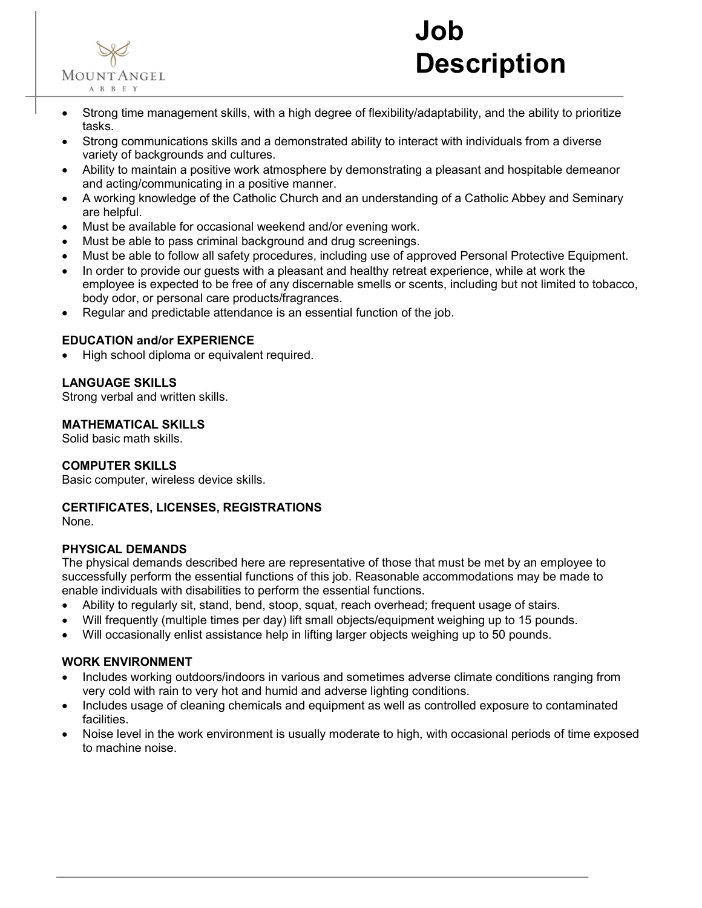- Strong time management skills, with a high degree of flexibility/adaptability, and the ability to prioritize tasks.
- Strong communications skills and a demonstrated ability to interact with individuals from a diverse variety of backgrounds and cultures.
- Ability to maintain a positive work atmosphere by demonstrating a pleasant and hospitable demeanor and acting/communicating in a positive manner.
- A working knowledge of the Catholic Church and an understanding of a Catholic Abbey and Seminary are helpful.
- Must be available for occasional weekend and/or evening work.
- Must be able to pass criminal background and drug screenings.
- Must be able to follow all safety procedures, including use of approved Personal Protective Equipment.
- In order to provide our guests with a pleasant and healthy retreat experience, while at work the employee is expected to be free of any discernable smells or scents, including but not limited to tobacco, body odor, or personal care products/fragrances.
- Regular and predictable attendance is an essential function of the job.

**EDUCATION and/or EXPERIENCE**

- High school diploma or equivalent required.

**LANGUAGE SKILLS**

Strong verbal and written skills.

**MATHEMATICAL SKILLS**

Solid basic math skills.

**COMPUTER SKILLS**

Basic computer, wireless device skills.

**CERTIFICATES, LICENSES, REGISTRATIONS**

None.

**PHYSICAL DEMANDS**

The physical demands described here are representative of those that must be met by an employee to successfully perform the essential functions of this job. Reasonable accommodations may be made to enable individuals with disabilities to perform the essential functions.

- Ability to regularly sit, stand, bend, stoop, squat, reach overhead; frequent usage of stairs.
- Will frequently (multiple times per day) lift small objects/equipment weighing up to 15 pounds.
- Will occasionally enlist assistance help in lifting larger objects weighing up to 50 pounds.

**WORK ENVIRONMENT**

- Includes working outdoors/indoors in various and sometimes adverse climate conditions ranging from very cold with rain to very hot and humid and adverse lighting conditions.
- Includes usage of cleaning chemicals and equipment as well as controlled exposure to contaminated facilities.
- Noise level in the work environment is usually moderate to high, with occasional periods of time exposed to machine noise.